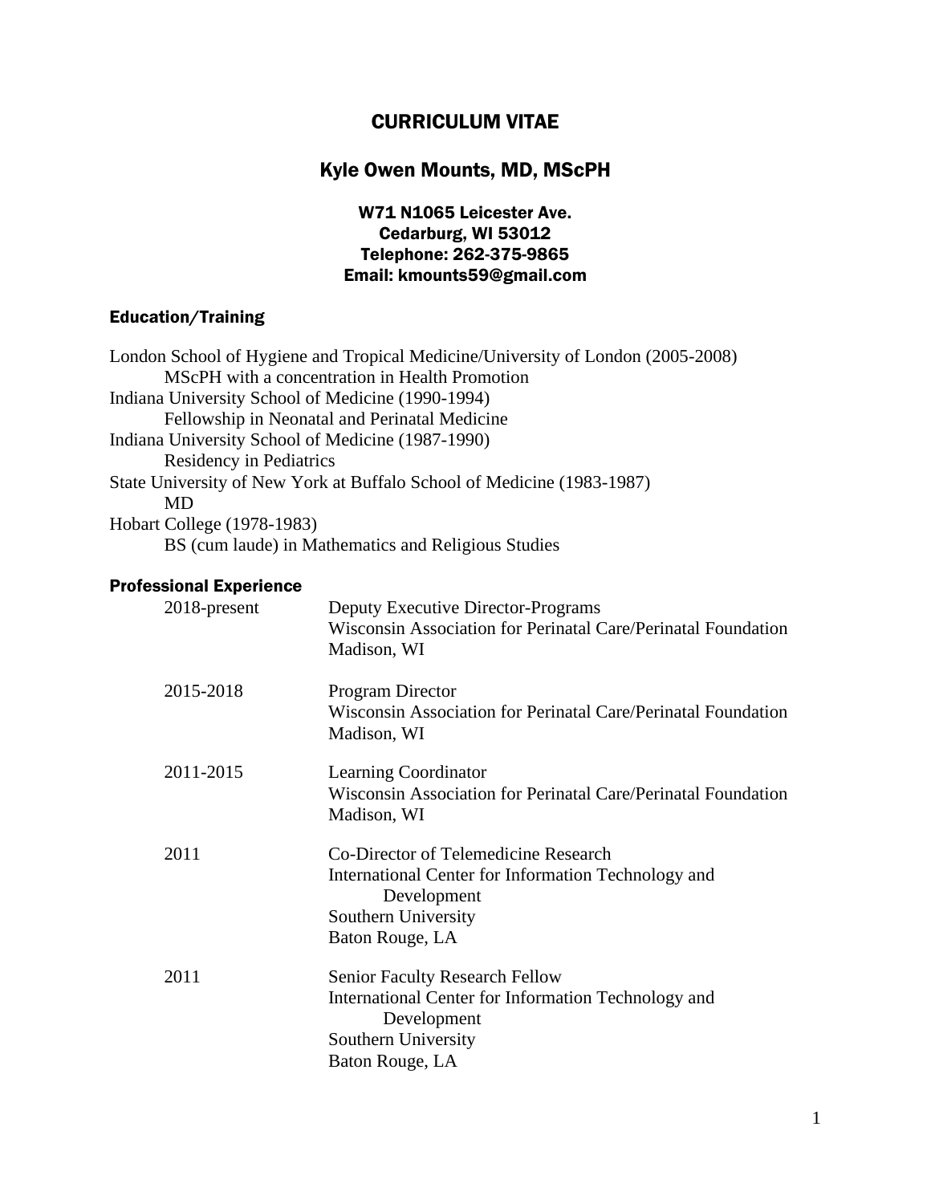# CURRICULUM VITAE

## Kyle Owen Mounts, MD, MScPH

**W71 N1065 Leicester Ave.**
**Cedarburg, WI 53012**
**Telephone: 262-375-9865**
**Email: kmounts59@gmail.com**

### Education/Training

London School of Hygiene and Tropical Medicine/University of London (2005-2008)
 MScPH with a concentration in Health Promotion
Indiana University School of Medicine (1990-1994)
 Fellowship in Neonatal and Perinatal Medicine
Indiana University School of Medicine (1987-1990)
 Residency in Pediatrics
State University of New York at Buffalo School of Medicine (1983-1987)
 MD
Hobart College (1978-1983)
 BS (cum laude) in Mathematics and Religious Studies

### Professional Experience

2018-present
 Deputy Executive Director-Programs
 Wisconsin Association for Perinatal Care/Perinatal Foundation
 Madison, WI

2015-2018
 Program Director
 Wisconsin Association for Perinatal Care/Perinatal Foundation
 Madison, WI

2011-2015
 Learning Coordinator
 Wisconsin Association for Perinatal Care/Perinatal Foundation
 Madison, WI

2011
 Co-Director of Telemedicine Research
 International Center for Information Technology and Development
 Southern University
 Baton Rouge, LA

2011
 Senior Faculty Research Fellow
 International Center for Information Technology and Development
 Southern University
 Baton Rouge, LA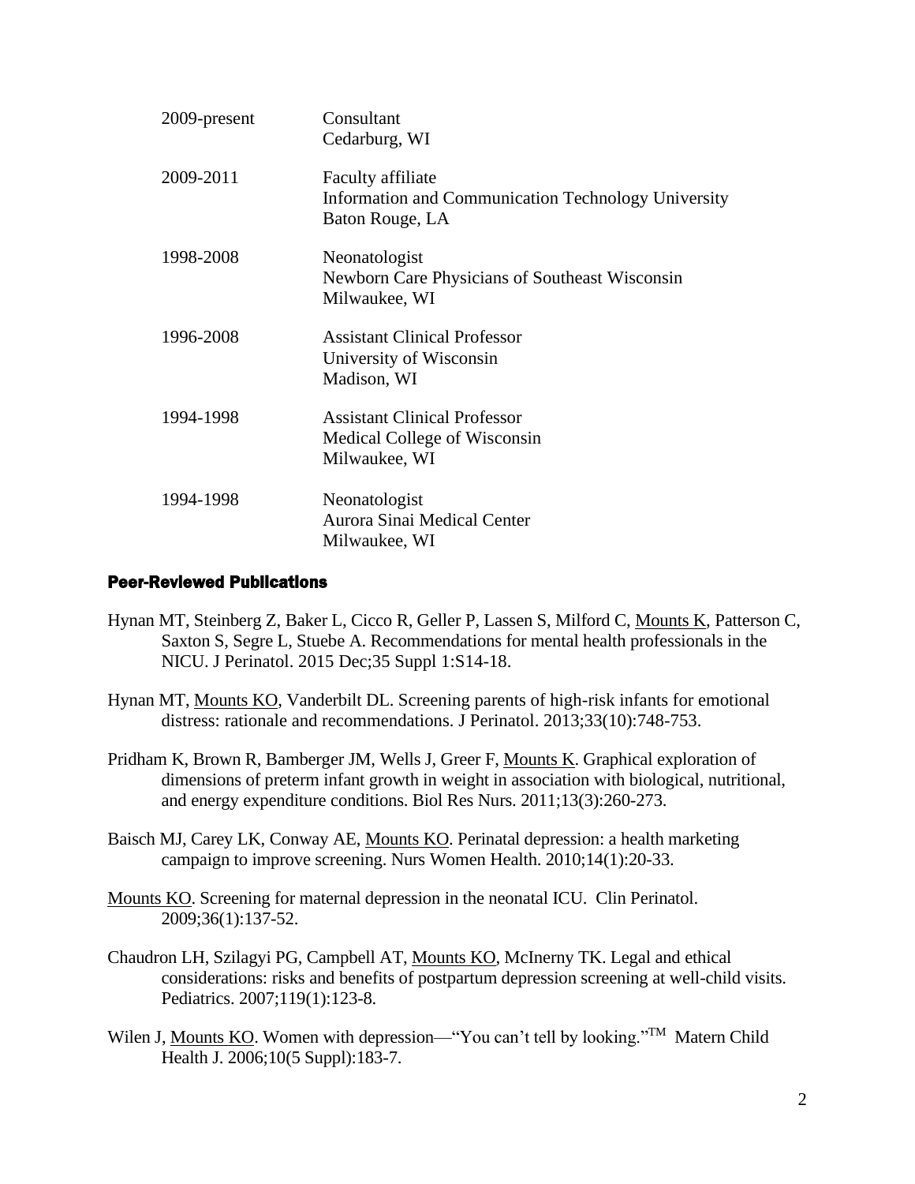| | |
|---|---|
| 2009-present | Consultant<br>Cedarburg, WI |
| 2009-2011 | Faculty affiliate<br>Information and Communication Technology University<br>Baton Rouge, LA |
| 1998-2008 | Neonatologist<br>Newborn Care Physicians of Southeast Wisconsin<br>Milwaukee, WI |
| 1996-2008 | Assistant Clinical Professor<br>University of Wisconsin<br>Madison, WI |
| 1994-1998 | Assistant Clinical Professor<br>Medical College of Wisconsin<br>Milwaukee, WI |
| 1994-1998 | Neonatologist<br>Aurora Sinai Medical Center<br>Milwaukee, WI |

## Peer-Reviewed Publications

Hynan MT, Steinberg Z, Baker L, Cicco R, Geller P, Lassen S, Milford C, Mounts K, Patterson C, Saxton S, Segre L, Stuebe A. Recommendations for mental health professionals in the NICU. J Perinatol. 2015 Dec;35 Suppl 1:S14-18.

Hynan MT, Mounts KO, Vanderbilt DL. Screening parents of high-risk infants for emotional distress: rationale and recommendations. J Perinatol. 2013;33(10):748-753.

Pridham K, Brown R, Bamberger JM, Wells J, Greer F, Mounts K. Graphical exploration of dimensions of preterm infant growth in weight in association with biological, nutritional, and energy expenditure conditions. Biol Res Nurs. 2011;13(3):260-273.

Baisch MJ, Carey LK, Conway AE, Mounts KO. Perinatal depression: a health marketing campaign to improve screening. Nurs Women Health. 2010;14(1):20-33.

Mounts KO. Screening for maternal depression in the neonatal ICU. Clin Perinatol. 2009;36(1):137-52.

Chaudron LH, Szilagyi PG, Campbell AT, Mounts KO, McInerny TK. Legal and ethical considerations: risks and benefits of postpartum depression screening at well-child visits. Pediatrics. 2007;119(1):123-8.

Wilen J, Mounts KO. Women with depression—"You can't tell by looking."™ Matern Child Health J. 2006;10(5 Suppl):183-7.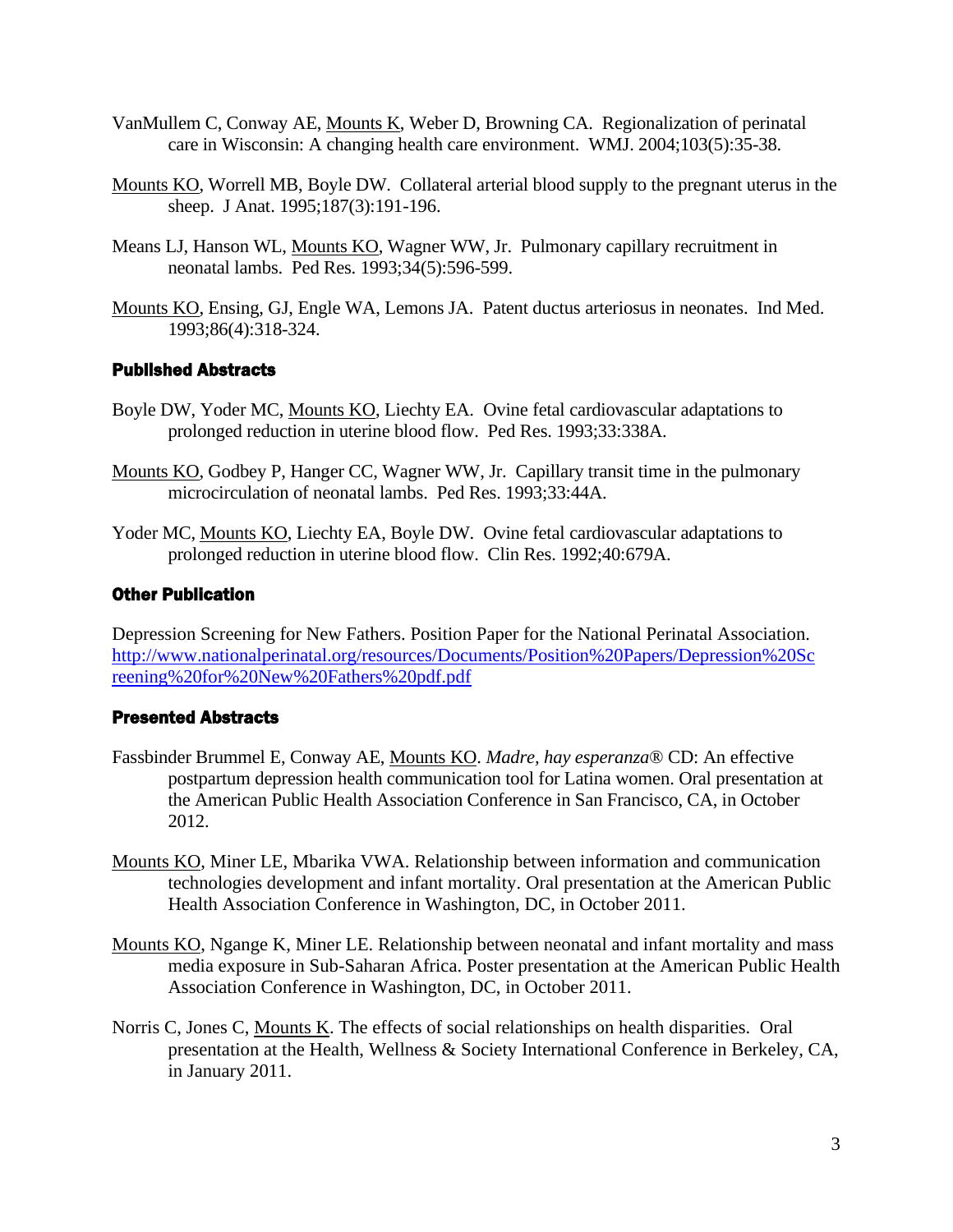VanMullem C, Conway AE, Mounts K, Weber D, Browning CA. Regionalization of perinatal care in Wisconsin: A changing health care environment. WMJ. 2004;103(5):35-38.

Mounts KO, Worrell MB, Boyle DW. Collateral arterial blood supply to the pregnant uterus in the sheep. J Anat. 1995;187(3):191-196.

Means LJ, Hanson WL, Mounts KO, Wagner WW, Jr. Pulmonary capillary recruitment in neonatal lambs. Ped Res. 1993;34(5):596-599.

Mounts KO, Ensing, GJ, Engle WA, Lemons JA. Patent ductus arteriosus in neonates. Ind Med. 1993;86(4):318-324.

### Published Abstracts

Boyle DW, Yoder MC, Mounts KO, Liechty EA. Ovine fetal cardiovascular adaptations to prolonged reduction in uterine blood flow. Ped Res. 1993;33:338A.

Mounts KO, Godbey P, Hanger CC, Wagner WW, Jr. Capillary transit time in the pulmonary microcirculation of neonatal lambs. Ped Res. 1993;33:44A.

Yoder MC, Mounts KO, Liechty EA, Boyle DW. Ovine fetal cardiovascular adaptations to prolonged reduction in uterine blood flow. Clin Res. 1992;40:679A.

### Other Publication

Depression Screening for New Fathers. Position Paper for the National Perinatal Association. http://www.nationalperinatal.org/resources/Documents/Position%20Papers/Depression%20Screening%20for%20New%20Fathers%20pdf.pdf

### Presented Abstracts

Fassbinder Brummel E, Conway AE, Mounts KO. *Madre, hay esperanza®* CD: An effective postpartum depression health communication tool for Latina women. Oral presentation at the American Public Health Association Conference in San Francisco, CA, in October 2012.

Mounts KO, Miner LE, Mbarika VWA. Relationship between information and communication technologies development and infant mortality. Oral presentation at the American Public Health Association Conference in Washington, DC, in October 2011.

Mounts KO, Ngange K, Miner LE. Relationship between neonatal and infant mortality and mass media exposure in Sub-Saharan Africa. Poster presentation at the American Public Health Association Conference in Washington, DC, in October 2011.

Norris C, Jones C, Mounts K. The effects of social relationships on health disparities. Oral presentation at the Health, Wellness & Society International Conference in Berkeley, CA, in January 2011.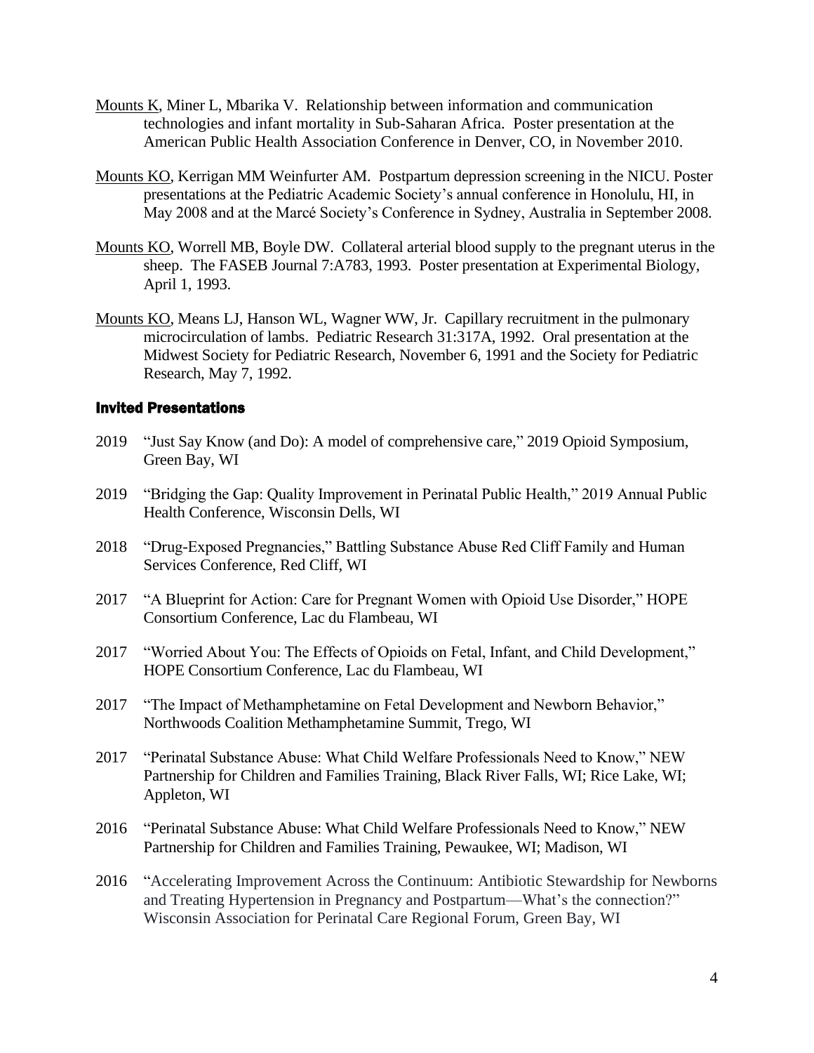<u>Mounts K</u>, Miner L, Mbarika V. Relationship between information and communication technologies and infant mortality in Sub-Saharan Africa. Poster presentation at the American Public Health Association Conference in Denver, CO, in November 2010.

<u>Mounts KO</u>, Kerrigan MM Weinfurter AM. Postpartum depression screening in the NICU. Poster presentations at the Pediatric Academic Society's annual conference in Honolulu, HI, in May 2008 and at the Marcé Society's Conference in Sydney, Australia in September 2008.

<u>Mounts KO</u>, Worrell MB, Boyle DW. Collateral arterial blood supply to the pregnant uterus in the sheep. The FASEB Journal 7:A783, 1993. Poster presentation at Experimental Biology, April 1, 1993.

<u>Mounts KO</u>, Means LJ, Hanson WL, Wagner WW, Jr. Capillary recruitment in the pulmonary microcirculation of lambs. Pediatric Research 31:317A, 1992. Oral presentation at the Midwest Society for Pediatric Research, November 6, 1991 and the Society for Pediatric Research, May 7, 1992.

## Invited Presentations

2019 "Just Say Know (and Do): A model of comprehensive care," 2019 Opioid Symposium, Green Bay, WI

2019 "Bridging the Gap: Quality Improvement in Perinatal Public Health," 2019 Annual Public Health Conference, Wisconsin Dells, WI

2018 "Drug-Exposed Pregnancies," Battling Substance Abuse Red Cliff Family and Human Services Conference, Red Cliff, WI

2017 "A Blueprint for Action: Care for Pregnant Women with Opioid Use Disorder," HOPE Consortium Conference, Lac du Flambeau, WI

2017 "Worried About You: The Effects of Opioids on Fetal, Infant, and Child Development," HOPE Consortium Conference, Lac du Flambeau, WI

2017 "The Impact of Methamphetamine on Fetal Development and Newborn Behavior," Northwoods Coalition Methamphetamine Summit, Trego, WI

2017 "Perinatal Substance Abuse: What Child Welfare Professionals Need to Know," NEW Partnership for Children and Families Training, Black River Falls, WI; Rice Lake, WI; Appleton, WI

2016 "Perinatal Substance Abuse: What Child Welfare Professionals Need to Know," NEW Partnership for Children and Families Training, Pewaukee, WI; Madison, WI

2016 "Accelerating Improvement Across the Continuum: Antibiotic Stewardship for Newborns and Treating Hypertension in Pregnancy and Postpartum—What's the connection?" Wisconsin Association for Perinatal Care Regional Forum, Green Bay, WI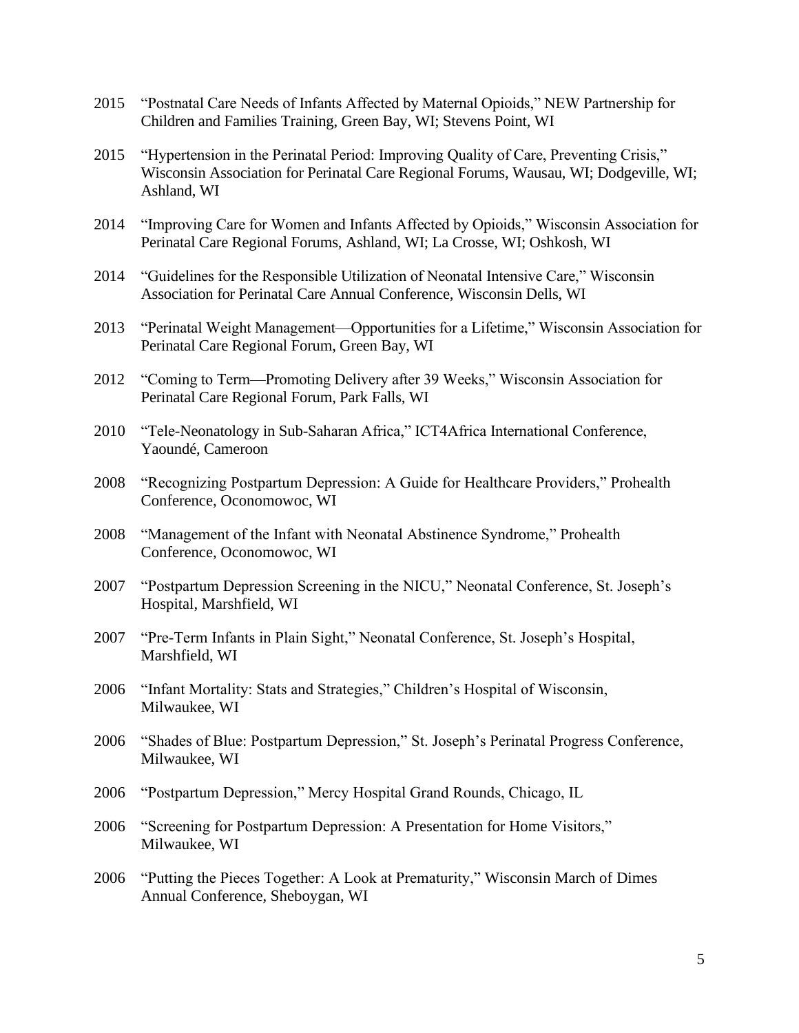2015 "Postnatal Care Needs of Infants Affected by Maternal Opioids," NEW Partnership for Children and Families Training, Green Bay, WI; Stevens Point, WI

2015 "Hypertension in the Perinatal Period: Improving Quality of Care, Preventing Crisis," Wisconsin Association for Perinatal Care Regional Forums, Wausau, WI; Dodgeville, WI; Ashland, WI

2014 "Improving Care for Women and Infants Affected by Opioids," Wisconsin Association for Perinatal Care Regional Forums, Ashland, WI; La Crosse, WI; Oshkosh, WI

2014 "Guidelines for the Responsible Utilization of Neonatal Intensive Care," Wisconsin Association for Perinatal Care Annual Conference, Wisconsin Dells, WI

2013 "Perinatal Weight Management—Opportunities for a Lifetime," Wisconsin Association for Perinatal Care Regional Forum, Green Bay, WI

2012 "Coming to Term—Promoting Delivery after 39 Weeks," Wisconsin Association for Perinatal Care Regional Forum, Park Falls, WI

2010 "Tele-Neonatology in Sub-Saharan Africa," ICT4Africa International Conference, Yaoundé, Cameroon

2008 "Recognizing Postpartum Depression: A Guide for Healthcare Providers," Prohealth Conference, Oconomowoc, WI

2008 "Management of the Infant with Neonatal Abstinence Syndrome," Prohealth Conference, Oconomowoc, WI

2007 "Postpartum Depression Screening in the NICU," Neonatal Conference, St. Joseph's Hospital, Marshfield, WI

2007 "Pre-Term Infants in Plain Sight," Neonatal Conference, St. Joseph's Hospital, Marshfield, WI

2006 "Infant Mortality: Stats and Strategies," Children's Hospital of Wisconsin, Milwaukee, WI

2006 "Shades of Blue: Postpartum Depression," St. Joseph's Perinatal Progress Conference, Milwaukee, WI

2006 "Postpartum Depression," Mercy Hospital Grand Rounds, Chicago, IL

2006 "Screening for Postpartum Depression: A Presentation for Home Visitors," Milwaukee, WI

2006 "Putting the Pieces Together: A Look at Prematurity," Wisconsin March of Dimes Annual Conference, Sheboygan, WI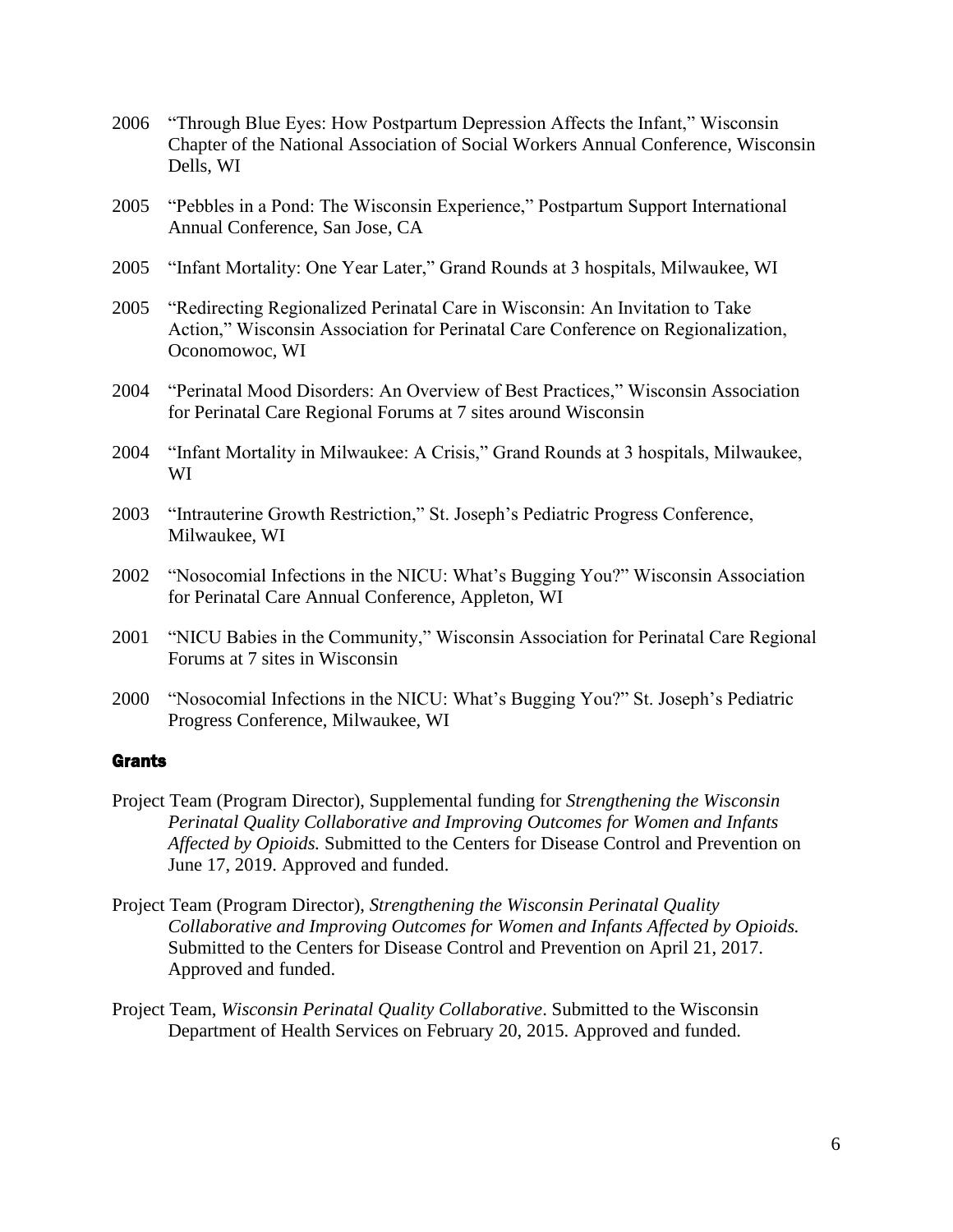2006 "Through Blue Eyes: How Postpartum Depression Affects the Infant," Wisconsin Chapter of the National Association of Social Workers Annual Conference, Wisconsin Dells, WI

2005 "Pebbles in a Pond: The Wisconsin Experience," Postpartum Support International Annual Conference, San Jose, CA

2005 "Infant Mortality: One Year Later," Grand Rounds at 3 hospitals, Milwaukee, WI

2005 "Redirecting Regionalized Perinatal Care in Wisconsin: An Invitation to Take Action," Wisconsin Association for Perinatal Care Conference on Regionalization, Oconomowoc, WI

2004 "Perinatal Mood Disorders: An Overview of Best Practices," Wisconsin Association for Perinatal Care Regional Forums at 7 sites around Wisconsin

2004 "Infant Mortality in Milwaukee: A Crisis," Grand Rounds at 3 hospitals, Milwaukee, WI

2003 "Intrauterine Growth Restriction," St. Joseph's Pediatric Progress Conference, Milwaukee, WI

2002 "Nosocomial Infections in the NICU: What's Bugging You?" Wisconsin Association for Perinatal Care Annual Conference, Appleton, WI

2001 "NICU Babies in the Community," Wisconsin Association for Perinatal Care Regional Forums at 7 sites in Wisconsin

2000 "Nosocomial Infections in the NICU: What's Bugging You?" St. Joseph's Pediatric Progress Conference, Milwaukee, WI

## Grants

Project Team (Program Director), Supplemental funding for *Strengthening the Wisconsin Perinatal Quality Collaborative and Improving Outcomes for Women and Infants Affected by Opioids.* Submitted to the Centers for Disease Control and Prevention on June 17, 2019. Approved and funded.

Project Team (Program Director), *Strengthening the Wisconsin Perinatal Quality Collaborative and Improving Outcomes for Women and Infants Affected by Opioids.* Submitted to the Centers for Disease Control and Prevention on April 21, 2017. Approved and funded.

Project Team, *Wisconsin Perinatal Quality Collaborative*. Submitted to the Wisconsin Department of Health Services on February 20, 2015. Approved and funded.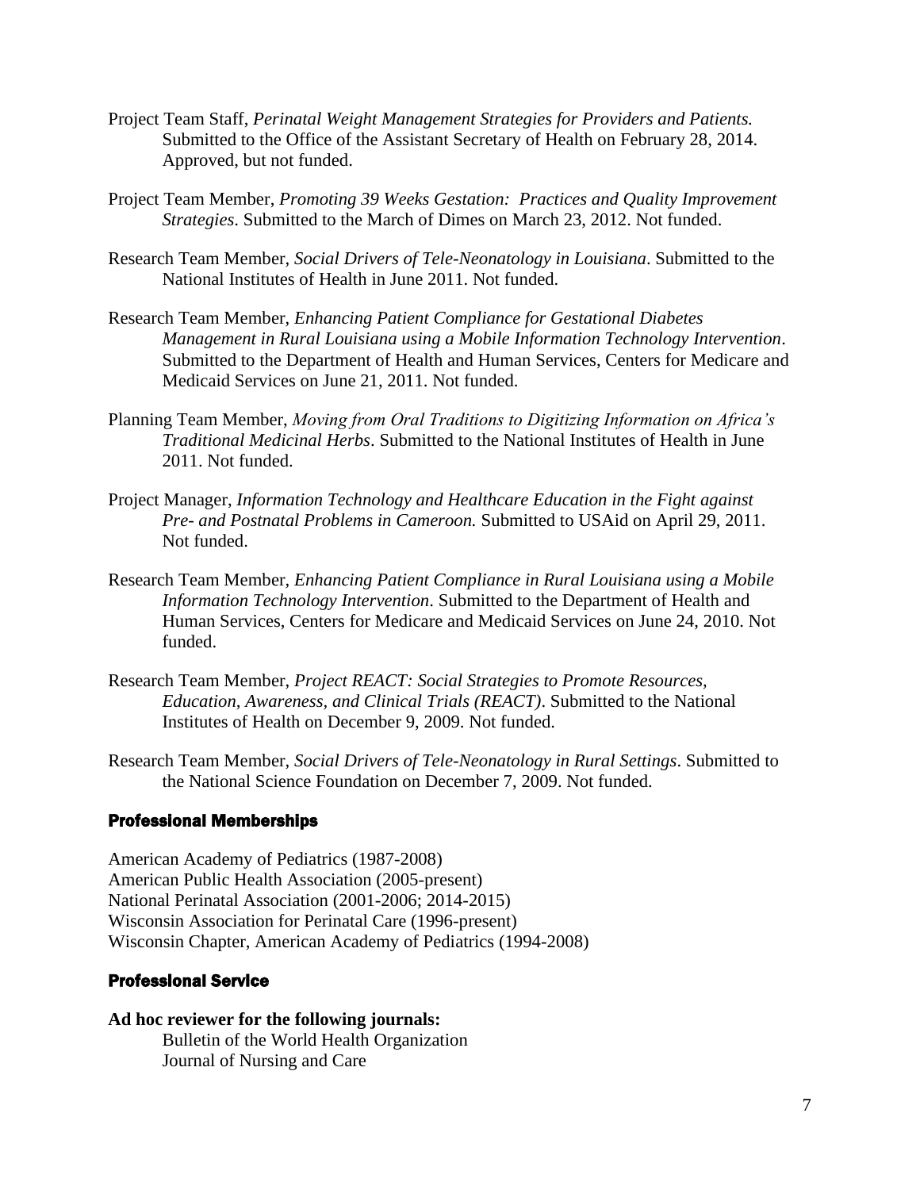Project Team Staff, *Perinatal Weight Management Strategies for Providers and Patients.* Submitted to the Office of the Assistant Secretary of Health on February 28, 2014. Approved, but not funded.

Project Team Member, *Promoting 39 Weeks Gestation: Practices and Quality Improvement Strategies*. Submitted to the March of Dimes on March 23, 2012. Not funded.

Research Team Member, *Social Drivers of Tele-Neonatology in Louisiana*. Submitted to the National Institutes of Health in June 2011. Not funded.

Research Team Member, *Enhancing Patient Compliance for Gestational Diabetes Management in Rural Louisiana using a Mobile Information Technology Intervention*. Submitted to the Department of Health and Human Services, Centers for Medicare and Medicaid Services on June 21, 2011. Not funded.

Planning Team Member, *Moving from Oral Traditions to Digitizing Information on Africa's Traditional Medicinal Herbs*. Submitted to the National Institutes of Health in June 2011. Not funded.

Project Manager, *Information Technology and Healthcare Education in the Fight against Pre- and Postnatal Problems in Cameroon.* Submitted to USAid on April 29, 2011. Not funded.

Research Team Member, *Enhancing Patient Compliance in Rural Louisiana using a Mobile Information Technology Intervention*. Submitted to the Department of Health and Human Services, Centers for Medicare and Medicaid Services on June 24, 2010. Not funded.

Research Team Member, *Project REACT: Social Strategies to Promote Resources, Education, Awareness, and Clinical Trials (REACT)*. Submitted to the National Institutes of Health on December 9, 2009. Not funded.

Research Team Member, *Social Drivers of Tele-Neonatology in Rural Settings*. Submitted to the National Science Foundation on December 7, 2009. Not funded.

### Professional Memberships

American Academy of Pediatrics (1987-2008)
American Public Health Association (2005-present)
National Perinatal Association (2001-2006; 2014-2015)
Wisconsin Association for Perinatal Care (1996-present)
Wisconsin Chapter, American Academy of Pediatrics (1994-2008)

### Professional Service

**Ad hoc reviewer for the following journals:**

Bulletin of the World Health Organization
Journal of Nursing and Care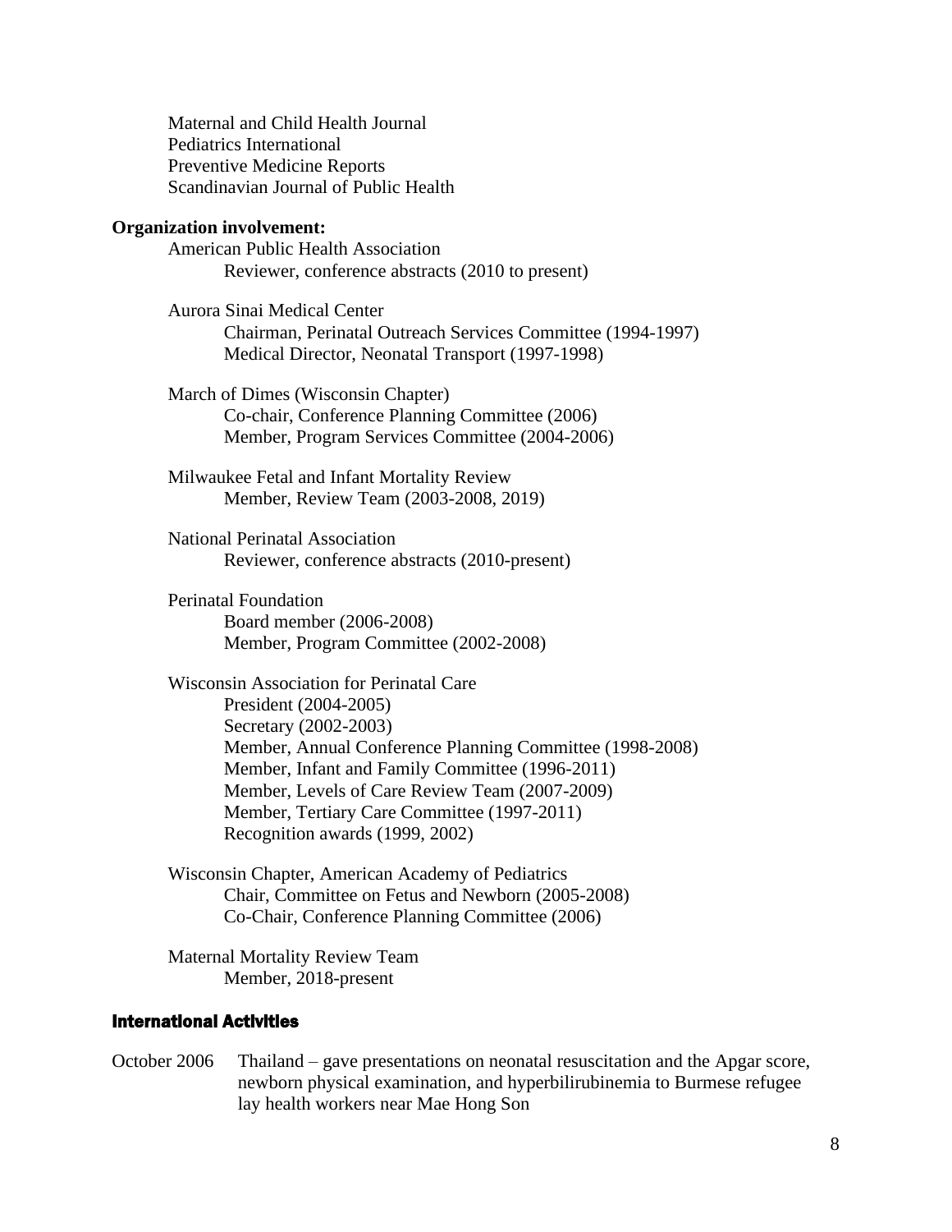Maternal and Child Health Journal
Pediatrics International
Preventive Medicine Reports
Scandinavian Journal of Public Health

**Organization involvement:**

American Public Health Association
- Reviewer, conference abstracts (2010 to present)

Aurora Sinai Medical Center
- Chairman, Perinatal Outreach Services Committee (1994-1997)
- Medical Director, Neonatal Transport (1997-1998)

March of Dimes (Wisconsin Chapter)
- Co-chair, Conference Planning Committee (2006)
- Member, Program Services Committee (2004-2006)

Milwaukee Fetal and Infant Mortality Review
- Member, Review Team (2003-2008, 2019)

National Perinatal Association
- Reviewer, conference abstracts (2010-present)

Perinatal Foundation
- Board member (2006-2008)
- Member, Program Committee (2002-2008)

Wisconsin Association for Perinatal Care
- President (2004-2005)
- Secretary (2002-2003)
- Member, Annual Conference Planning Committee (1998-2008)
- Member, Infant and Family Committee (1996-2011)
- Member, Levels of Care Review Team (2007-2009)
- Member, Tertiary Care Committee (1997-2011)
- Recognition awards (1999, 2002)

Wisconsin Chapter, American Academy of Pediatrics
- Chair, Committee on Fetus and Newborn (2005-2008)
- Co-Chair, Conference Planning Committee (2006)

Maternal Mortality Review Team
- Member, 2018-present

## International Activities

October 2006 — Thailand – gave presentations on neonatal resuscitation and the Apgar score, newborn physical examination, and hyperbilirubinemia to Burmese refugee lay health workers near Mae Hong Son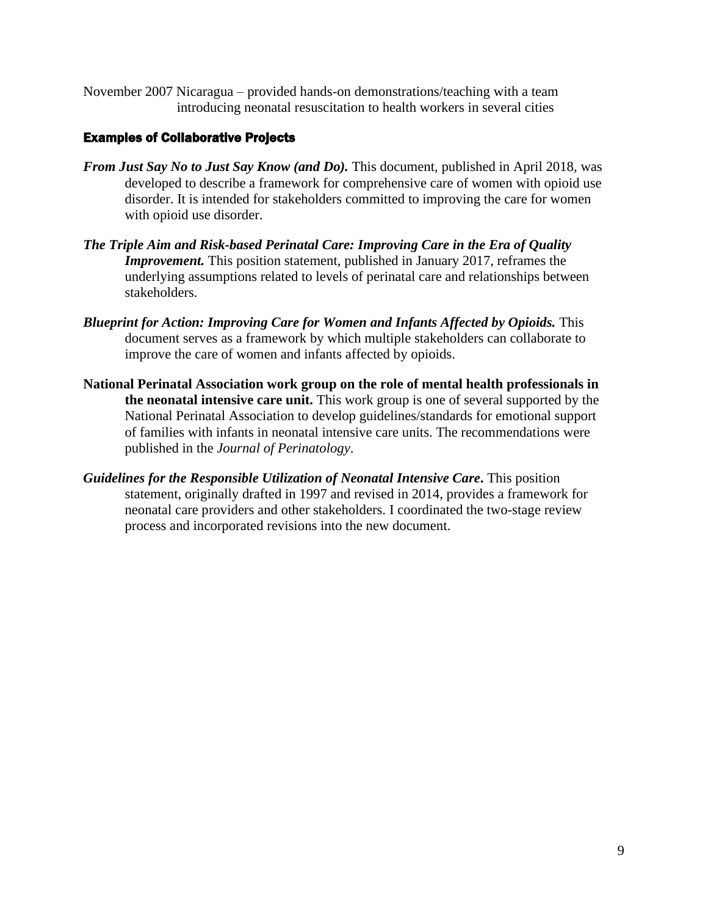November 2007 Nicaragua – provided hands-on demonstrations/teaching with a team introducing neonatal resuscitation to health workers in several cities

### Examples of Collaborative Projects

***From Just Say No to Just Say Know (and Do).*** This document, published in April 2018, was developed to describe a framework for comprehensive care of women with opioid use disorder. It is intended for stakeholders committed to improving the care for women with opioid use disorder.

***The Triple Aim and Risk-based Perinatal Care: Improving Care in the Era of Quality Improvement.*** This position statement, published in January 2017, reframes the underlying assumptions related to levels of perinatal care and relationships between stakeholders.

***Blueprint for Action: Improving Care for Women and Infants Affected by Opioids.*** This document serves as a framework by which multiple stakeholders can collaborate to improve the care of women and infants affected by opioids.

**National Perinatal Association work group on the role of mental health professionals in the neonatal intensive care unit.** This work group is one of several supported by the National Perinatal Association to develop guidelines/standards for emotional support of families with infants in neonatal intensive care units. The recommendations were published in the *Journal of Perinatology*.

***Guidelines for the Responsible Utilization of Neonatal Intensive Care*.** This position statement, originally drafted in 1997 and revised in 2014, provides a framework for neonatal care providers and other stakeholders. I coordinated the two-stage review process and incorporated revisions into the new document.